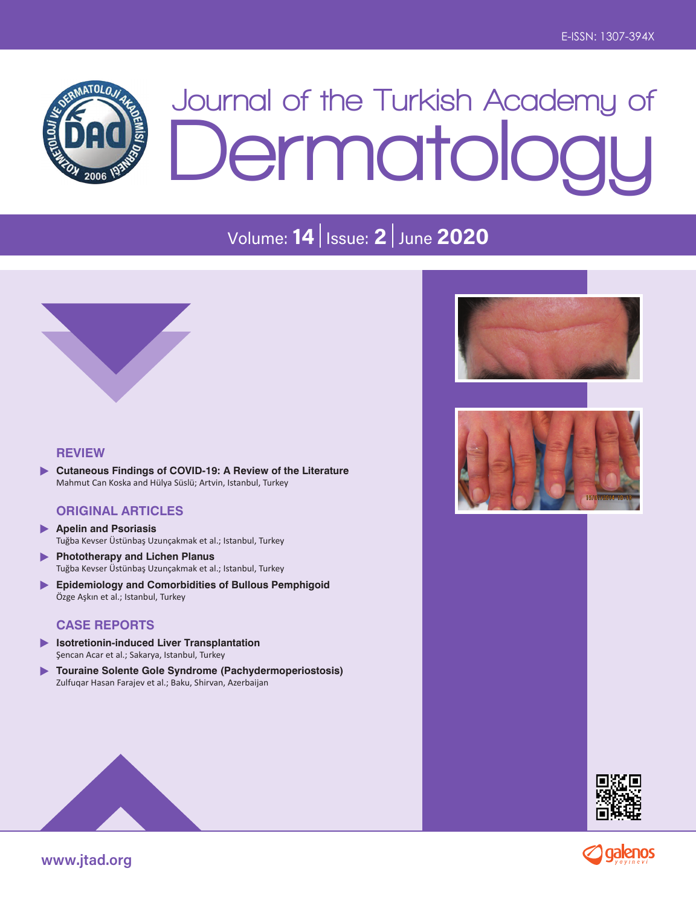E-ISSN: 1307-394X

# Journal of the Turkish Academy of Dermatology

Volume: **14** | Issue: **2** | June **2020**

## REVIEW

- **Cutaneous Findings of COVID-19: A Review of the Literature**
  Mahmut Can Koska and Hülya Süslü; Artvin, Istanbul, Turkey

## ORIGINAL ARTICLES

- **Apelin and Psoriasis**
  Tuğba Kevser Üstünbaş Uzunçakmak et al.; Istanbul, Turkey
- **Phototherapy and Lichen Planus**
  Tuğba Kevser Üstünbaş Uzunçakmak et al.; Istanbul, Turkey
- **Epidemiology and Comorbidities of Bullous Pemphigoid**
  Özge Aşkın et al.; Istanbul, Turkey

## CASE REPORTS

- **Isotretionin-induced Liver Transplantation**
  Şencan Acar et al.; Sakarya, Istanbul, Turkey
- **Touraine Solente Gole Syndrome (Pachydermoperiostosis)**
  Zulfuqar Hasan Farajev et al.; Baku, Shirvan, Azerbaijan

www.jtad.org

galenos yayınevi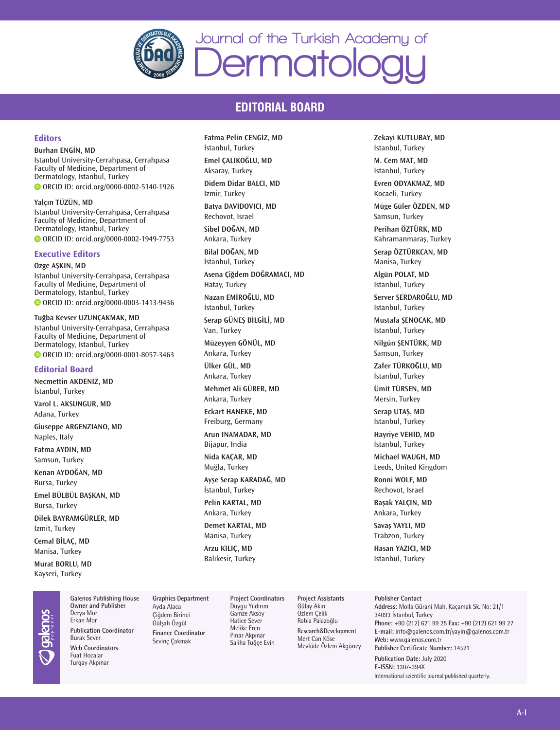# Journal of the Turkish Academy of Dermatology

## EDITORIAL BOARD

### Editors

**Burhan ENGİN, MD**
Istanbul University-Cerrahpasa, Cerrahpasa Faculty of Medicine, Department of Dermatology, Istanbul, Turkey
ORCID ID: orcid.org/0000-0002-5140-1926

**Yalçın TÜZÜN, MD**
Istanbul University-Cerrahpasa, Cerrahpasa Faculty of Medicine, Department of Dermatology, Istanbul, Turkey
ORCID ID: orcid.org/0000-0002-1949-7753

### Executive Editors

**Özge AŞKIN, MD**
Istanbul University-Cerrahpasa, Cerrahpasa Faculty of Medicine, Department of Dermatology, Istanbul, Turkey
ORCID ID: orcid.org/0000-0003-1413-9436

**Tuğba Kevser UZUNÇAKMAK, MD**
Istanbul University-Cerrahpasa, Cerrahpasa Faculty of Medicine, Department of Dermatology, Istanbul, Turkey
ORCID ID: orcid.org/0000-0001-8057-3463

### Editorial Board

**Necmettin AKDENİZ, MD**
İstanbul, Turkey

**Varol L. AKSUNGUR, MD**
Adana, Turkey

**Giuseppe ARGENZIANO, MD**
Naples, Italy

**Fatma AYDIN, MD**
Samsun, Turkey

**Kenan AYDOĞAN, MD**
Bursa, Turkey

**Emel BÜLBÜL BAŞKAN, MD**
Bursa, Turkey

**Dilek BAYRAMGÜRLER, MD**
İzmit, Turkey

**Cemal BİLAÇ, MD**
Manisa, Turkey

**Murat BORLU, MD**
Kayseri, Turkey

**Fatma Pelin CENGİZ, MD**
İstanbul, Turkey

**Emel ÇALIKOĞLU, MD**
Aksaray, Turkey

**Didem Didar BALCI, MD**
İzmir, Turkey

**Batya DAVIDOVICI, MD**
Rechovot, Israel

**Sibel DOĞAN, MD**
Ankara, Turkey

**Bilal DOĞAN, MD**
İstanbul, Turkey

**Asena Çiğdem DOĞRAMACI, MD**
Hatay, Turkey

**Nazan EMİROĞLU, MD**
İstanbul, Turkey

**Serap GÜNEŞ BİLGİLİ, MD**
Van, Turkey

**Müzeyyen GÖNÜL, MD**
Ankara, Turkey

**Ülker GÜL, MD**
Ankara, Turkey

**Mehmet Ali GÜRER, MD**
Ankara, Turkey

**Eckart HANEKE, MD**
Freiburg, Germany

**Arun INAMADAR, MD**
Bijapur, India

**Nida KAÇAR, MD**
Muğla, Turkey

**Ayşe Serap KARADAĞ, MD**
İstanbul, Turkey

**Pelin KARTAL, MD**
Ankara, Turkey

**Demet KARTAL, MD**
Manisa, Turkey

**Arzu KILIÇ, MD**
Balıkesir, Turkey

**Zekayi KUTLUBAY, MD**
İstanbul, Turkey

**M. Cem MAT, MD**
İstanbul, Turkey

**Evren ODYAKMAZ, MD**
Kocaeli, Turkey

**Müge Güler ÖZDEN, MD**
Samsun, Turkey

**Perihan ÖZTÜRK, MD**
Kahramanmaraş, Turkey

**Serap ÖZTÜRKCAN, MD**
Manisa, Turkey

**Algün POLAT, MD**
İstanbul, Turkey

**Server SERDAROĞLU, MD**
İstanbul, Turkey

**Mustafa ŞENOCAK, MD**
İstanbul, Turkey

**Nilgün ŞENTÜRK, MD**
Samsun, Turkey

**Zafer TÜRKOĞLU, MD**
İstanbul, Turkey

**Ümit TÜRSEN, MD**
Mersin, Turkey

**Serap UTAŞ, MD**
İstanbul, Turkey

**Hayriye VEHİD, MD**
İstanbul, Turkey

**Michael WAUGH, MD**
Leeds, United Kingdom

**Ronni WOLF, MD**
Rechovot, Israel

**Başak YALÇIN, MD**
Ankara, Turkey

**Savaş YAYLI, MD**
Trabzon, Turkey

**Hasan YAZICI, MD**
İstanbul, Turkey

---

Galenos Publishing House
Owner and Publisher
Derya Mor
Erkan Mor

Publication Coordinator
Burak Sever

Web Coordinators
Fuat Hocalar
Turgay Akpınar

Graphics Department
Ayda Alaca
Çiğdem Birinci
Gülşah Özgül

Finance Coordinator
Sevinç Çakmak

Project Coordinators
Duygu Yıldırım
Gamze Aksoy
Hatice Sever
Melike Eren
Pınar Akpınar
Saliha Tuğçe Evin

Project Assistants
Gülay Akın
Özlem Çelik
Rabia Palazoğlu

Research&Development
Mert Can Köse
Mevlüde Özlem Akgüney

Publisher Contact
**Address:** Molla Gürani Mah. Kaçamak Sk. No: 21/1 34093 İstanbul, Turkey
**Phone:** +90 (212) 621 99 25 **Fax:** +90 (212) 621 99 27
**E-mail:** info@galenos.com.tr/yayin@galenos.com.tr
**Web:** www.galenos.com.tr
**Publisher Certificate Number:** 14521

**Publication Date:** July 2020
**E-ISSN:** 1307-394X
International scientific journal published quarterly.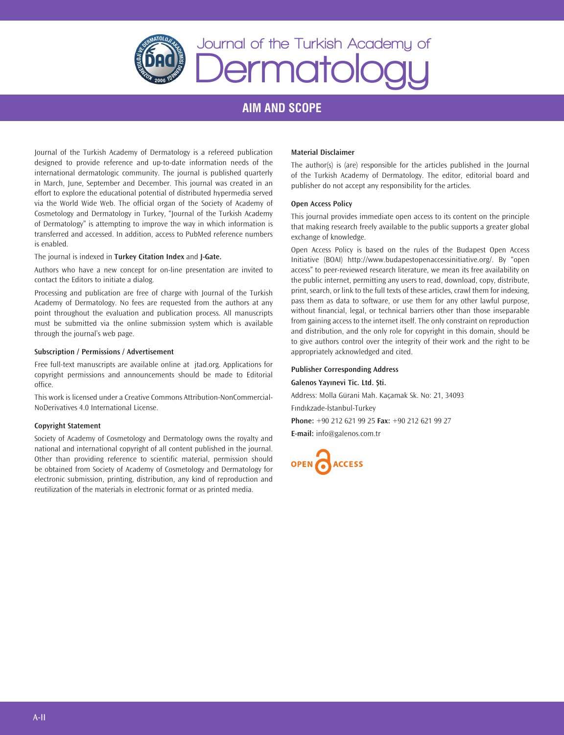# AIM AND SCOPE

Journal of the Turkish Academy of Dermatology is a refereed publication designed to provide reference and up-to-date information needs of the international dermatologic community. The journal is published quarterly in March, June, September and December. This journal was created in an effort to explore the educational potential of distributed hypermedia served via the World Wide Web. The official organ of the Society of Academy of Cosmetology and Dermatology in Turkey, "Journal of the Turkish Academy of Dermatology" is attempting to improve the way in which information is transferred and accessed. In addition, access to PubMed reference numbers is enabled.

The journal is indexed in **Turkey Citation Index** and **J-Gate.**

Authors who have a new concept for on-line presentation are invited to contact the Editors to initiate a dialog.

Processing and publication are free of charge with Journal of the Turkish Academy of Dermatology. No fees are requested from the authors at any point throughout the evaluation and publication process. All manuscripts must be submitted via the online submission system which is available through the journal's web page.

### Subscription / Permissions / Advertisement

Free full-text manuscripts are available online at jtad.org. Applications for copyright permissions and announcements should be made to Editorial office.

This work is licensed under a Creative Commons Attribution-NonCommercial-NoDerivatives 4.0 International License.

### Copyright Statement

Society of Academy of Cosmetology and Dermatology owns the royalty and national and international copyright of all content published in the journal. Other than providing reference to scientific material, permission should be obtained from Society of Academy of Cosmetology and Dermatology for electronic submission, printing, distribution, any kind of reproduction and reutilization of the materials in electronic format or as printed media.

### Material Disclaimer

The author(s) is (are) responsible for the articles published in the Journal of the Turkish Academy of Dermatology. The editor, editorial board and publisher do not accept any responsibility for the articles.

### Open Access Policy

This journal provides immediate open access to its content on the principle that making research freely available to the public supports a greater global exchange of knowledge.

Open Access Policy is based on the rules of the Budapest Open Access Initiative (BOAI) http://www.budapestopenaccessinitiative.org/. By "open access" to peer-reviewed research literature, we mean its free availability on the public internet, permitting any users to read, download, copy, distribute, print, search, or link to the full texts of these articles, crawl them for indexing, pass them as data to software, or use them for any other lawful purpose, without financial, legal, or technical barriers other than those inseparable from gaining access to the internet itself. The only constraint on reproduction and distribution, and the only role for copyright in this domain, should be to give authors control over the integrity of their work and the right to be appropriately acknowledged and cited.

### Publisher Corresponding Address

**Galenos Yayınevi Tic. Ltd. Şti.**

Address: Molla Gürani Mah. Kaçamak Sk. No: 21, 34093

Fındıkzade-İstanbul-Turkey

**Phone:** +90 212 621 99 25 **Fax:** +90 212 621 99 27

**E-mail:** info@galenos.com.tr

OPEN ACCESS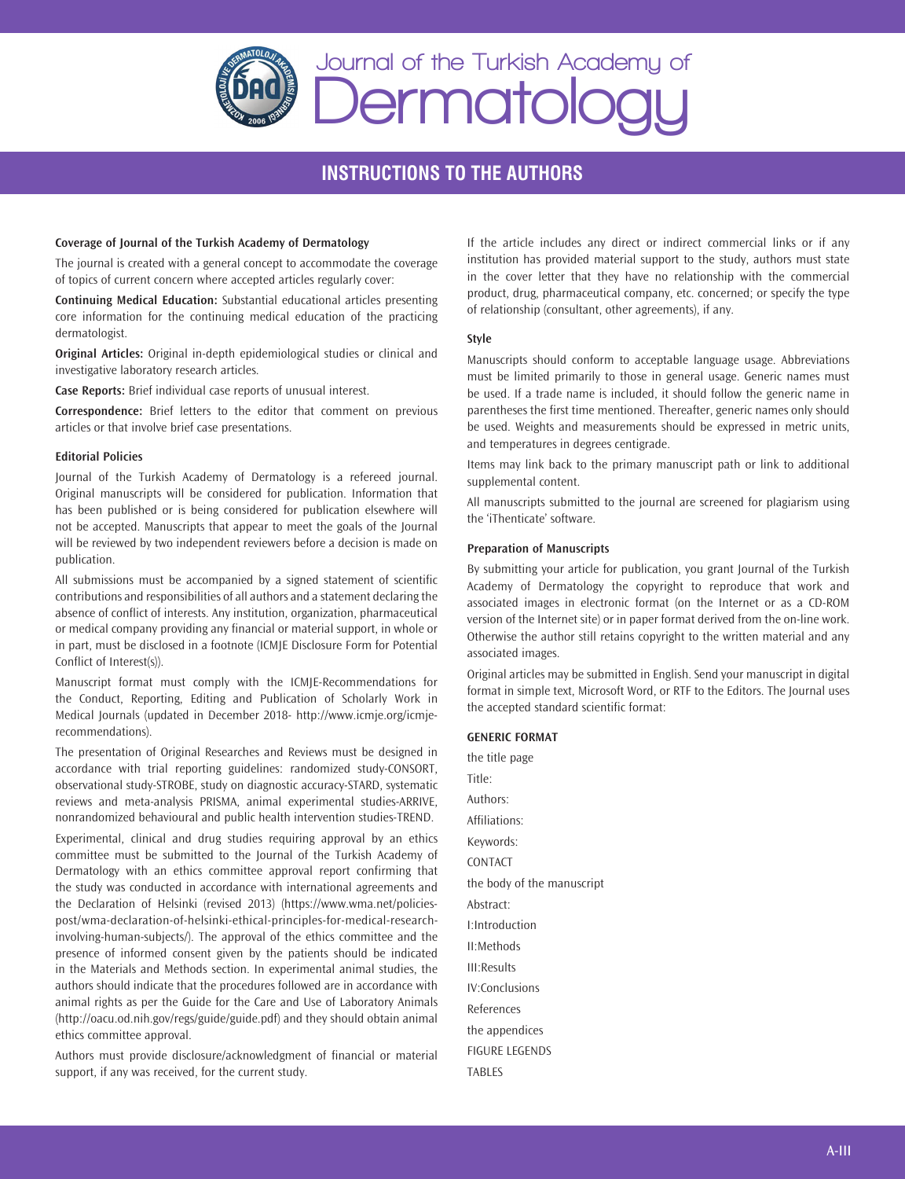# Journal of the Turkish Academy of Dermatology

## INSTRUCTIONS TO THE AUTHORS

**Coverage of Journal of the Turkish Academy of Dermatology**

The journal is created with a general concept to accommodate the coverage of topics of current concern where accepted articles regularly cover:

**Continuing Medical Education:** Substantial educational articles presenting core information for the continuing medical education of the practicing dermatologist.

**Original Articles:** Original in-depth epidemiological studies or clinical and investigative laboratory research articles.

**Case Reports:** Brief individual case reports of unusual interest.

**Correspondence:** Brief letters to the editor that comment on previous articles or that involve brief case presentations.

**Editorial Policies**

Journal of the Turkish Academy of Dermatology is a refereed journal. Original manuscripts will be considered for publication. Information that has been published or is being considered for publication elsewhere will not be accepted. Manuscripts that appear to meet the goals of the Journal will be reviewed by two independent reviewers before a decision is made on publication.

All submissions must be accompanied by a signed statement of scientific contributions and responsibilities of all authors and a statement declaring the absence of conflict of interests. Any institution, organization, pharmaceutical or medical company providing any financial or material support, in whole or in part, must be disclosed in a footnote (ICMJE Disclosure Form for Potential Conflict of Interest(s)).

Manuscript format must comply with the ICMJE-Recommendations for the Conduct, Reporting, Editing and Publication of Scholarly Work in Medical Journals (updated in December 2018- http://www.icmje.org/icmje-recommendations).

The presentation of Original Researches and Reviews must be designed in accordance with trial reporting guidelines: randomized study-CONSORT, observational study-STROBE, study on diagnostic accuracy-STARD, systematic reviews and meta-analysis PRISMA, animal experimental studies-ARRIVE, nonrandomized behavioural and public health intervention studies-TREND.

Experimental, clinical and drug studies requiring approval by an ethics committee must be submitted to the Journal of the Turkish Academy of Dermatology with an ethics committee approval report confirming that the study was conducted in accordance with international agreements and the Declaration of Helsinki (revised 2013) (https://www.wma.net/policies-post/wma-declaration-of-helsinki-ethical-principles-for-medical-research-involving-human-subjects/). The approval of the ethics committee and the presence of informed consent given by the patients should be indicated in the Materials and Methods section. In experimental animal studies, the authors should indicate that the procedures followed are in accordance with animal rights as per the Guide for the Care and Use of Laboratory Animals (http://oacu.od.nih.gov/regs/guide/guide.pdf) and they should obtain animal ethics committee approval.

Authors must provide disclosure/acknowledgment of financial or material support, if any was received, for the current study.

If the article includes any direct or indirect commercial links or if any institution has provided material support to the study, authors must state in the cover letter that they have no relationship with the commercial product, drug, pharmaceutical company, etc. concerned; or specify the type of relationship (consultant, other agreements), if any.

**Style**

Manuscripts should conform to acceptable language usage. Abbreviations must be limited primarily to those in general usage. Generic names must be used. If a trade name is included, it should follow the generic name in parentheses the first time mentioned. Thereafter, generic names only should be used. Weights and measurements should be expressed in metric units, and temperatures in degrees centigrade.

Items may link back to the primary manuscript path or link to additional supplemental content.

All manuscripts submitted to the journal are screened for plagiarism using the 'iThenticate' software.

**Preparation of Manuscripts**

By submitting your article for publication, you grant Journal of the Turkish Academy of Dermatology the copyright to reproduce that work and associated images in electronic format (on the Internet or as a CD-ROM version of the Internet site) or in paper format derived from the on-line work. Otherwise the author still retains copyright to the written material and any associated images.

Original articles may be submitted in English. Send your manuscript in digital format in simple text, Microsoft Word, or RTF to the Editors. The Journal uses the accepted standard scientific format:

**GENERIC FORMAT**

the title page

Title:

Authors:

Affiliations:

Keywords:

CONTACT

the body of the manuscript

Abstract:

I:Introduction

II:Methods

III:Results

IV:Conclusions

References

the appendices

FIGURE LEGENDS

TABLES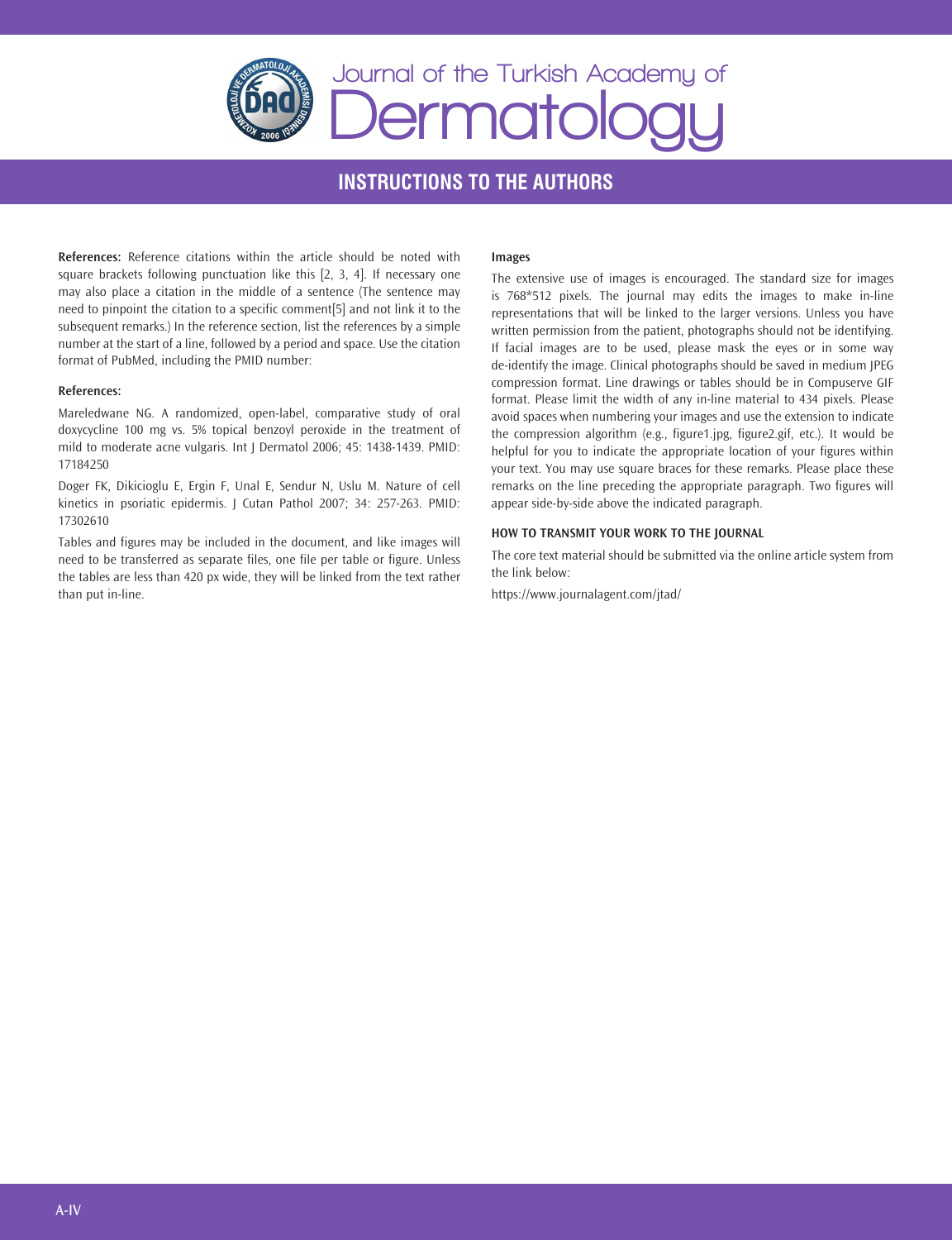# INSTRUCTIONS TO THE AUTHORS

**References:** Reference citations within the article should be noted with square brackets following punctuation like this [2, 3, 4]. If necessary one may also place a citation in the middle of a sentence (The sentence may need to pinpoint the citation to a specific comment[5] and not link it to the subsequent remarks.) In the reference section, list the references by a simple number at the start of a line, followed by a period and space. Use the citation format of PubMed, including the PMID number:

**References:**

Mareledwane NG. A randomized, open-label, comparative study of oral doxycycline 100 mg vs. 5% topical benzoyl peroxide in the treatment of mild to moderate acne vulgaris. Int J Dermatol 2006; 45: 1438-1439. PMID: 17184250

Doger FK, Dikicioglu E, Ergin F, Unal E, Sendur N, Uslu M. Nature of cell kinetics in psoriatic epidermis. J Cutan Pathol 2007; 34: 257-263. PMID: 17302610

Tables and figures may be included in the document, and like images will need to be transferred as separate files, one file per table or figure. Unless the tables are less than 420 px wide, they will be linked from the text rather than put in-line.

**Images**

The extensive use of images is encouraged. The standard size for images is 768*512 pixels. The journal may edits the images to make in-line representations that will be linked to the larger versions. Unless you have written permission from the patient, photographs should not be identifying. If facial images are to be used, please mask the eyes or in some way de-identify the image. Clinical photographs should be saved in medium JPEG compression format. Line drawings or tables should be in Compuserve GIF format. Please limit the width of any in-line material to 434 pixels. Please avoid spaces when numbering your images and use the extension to indicate the compression algorithm (e.g., figure1.jpg, figure2.gif, etc.). It would be helpful for you to indicate the appropriate location of your figures within your text. You may use square braces for these remarks. Please place these remarks on the line preceding the appropriate paragraph. Two figures will appear side-by-side above the indicated paragraph.

**HOW TO TRANSMIT YOUR WORK TO THE JOURNAL**

The core text material should be submitted via the online article system from the link below:

https://www.journalagent.com/jtad/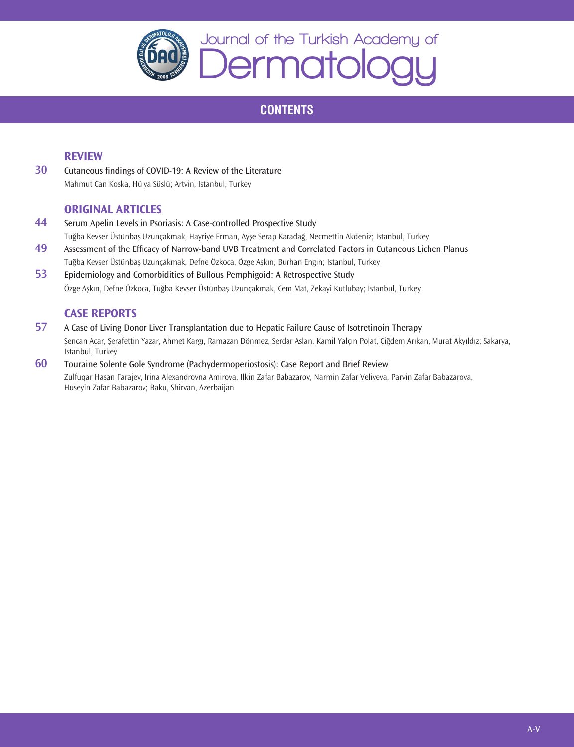# Journal of the Turkish Academy of Dermatology

## CONTENTS

### REVIEW

**30** Cutaneous findings of COVID-19: A Review of the Literature
Mahmut Can Koska, Hülya Süslü; Artvin, Istanbul, Turkey

### ORIGINAL ARTICLES

**44** Serum Apelin Levels in Psoriasis: A Case-controlled Prospective Study
Tuğba Kevser Üstünbaş Uzunçakmak, Hayriye Erman, Ayşe Serap Karadağ, Necmettin Akdeniz; Istanbul, Turkey

**49** Assessment of the Efficacy of Narrow-band UVB Treatment and Correlated Factors in Cutaneous Lichen Planus
Tuğba Kevser Üstünbaş Uzunçakmak, Defne Özkoca, Özge Aşkın, Burhan Engin; Istanbul, Turkey

**53** Epidemiology and Comorbidities of Bullous Pemphigoid: A Retrospective Study
Özge Aşkın, Defne Özkoca, Tuğba Kevser Üstünbaş Uzunçakmak, Cem Mat, Zekayi Kutlubay; Istanbul, Turkey

### CASE REPORTS

**57** A Case of Living Donor Liver Transplantation due to Hepatic Failure Cause of Isotretinoin Therapy
Şencan Acar, Şerafettin Yazar, Ahmet Kargı, Ramazan Dönmez, Serdar Aslan, Kamil Yalçın Polat, Çiğdem Arıkan, Murat Akyıldız; Sakarya, Istanbul, Turkey

**60** Touraine Solente Gole Syndrome (Pachydermoperiostosis): Case Report and Brief Review
Zulfuqar Hasan Farajev, Irina Alexandrovna Amirova, Ilkin Zafar Babazarov, Narmin Zafar Veliyeva, Parvin Zafar Babazarova, Huseyin Zafar Babazarov; Baku, Shirvan, Azerbaijan